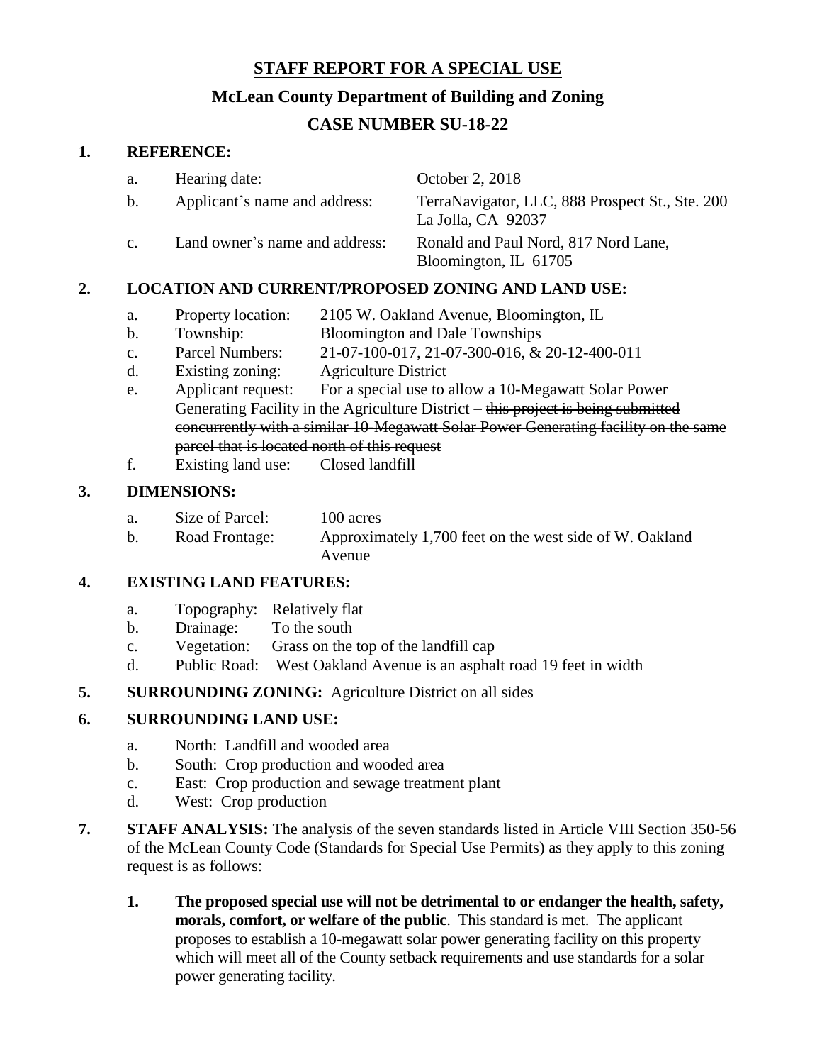# STAFF REPORT FOR A SPECIAL USE

## McLean County Department of Building and Zoning

## CASE NUMBER SU-18-22

### 1. REFERENCE:

a. Hearing date: October 2, 2018

b. Applicant's name and address: TerraNavigator, LLC, 888 Prospect St., Ste. 200 La Jolla, CA 92037

c. Land owner's name and address: Ronald and Paul Nord, 817 Nord Lane, Bloomington, IL 61705

### 2. LOCATION AND CURRENT/PROPOSED ZONING AND LAND USE:

a. Property location: 2105 W. Oakland Avenue, Bloomington, IL

b. Township: Bloomington and Dale Townships

c. Parcel Numbers: 21-07-100-017, 21-07-300-016, & 20-12-400-011

d. Existing zoning: Agriculture District

e. Applicant request: For a special use to allow a 10-Megawatt Solar Power Generating Facility in the Agriculture District – ~~this project is being submitted concurrently with a similar 10-Megawatt Solar Power Generating facility on the same parcel that is located north of this request~~

f. Existing land use: Closed landfill

### 3. DIMENSIONS:

a. Size of Parcel: 100 acres

b. Road Frontage: Approximately 1,700 feet on the west side of W. Oakland Avenue

### 4. EXISTING LAND FEATURES:

a. Topography: Relatively flat

b. Drainage: To the south

c. Vegetation: Grass on the top of the landfill cap

d. Public Road: West Oakland Avenue is an asphalt road 19 feet in width

### 5. SURROUNDING ZONING: Agriculture District on all sides

### 6. SURROUNDING LAND USE:

a. North: Landfill and wooded area

b. South: Crop production and wooded area

c. East: Crop production and sewage treatment plant

d. West: Crop production

### 7. STAFF ANALYSIS:

The analysis of the seven standards listed in Article VIII Section 350-56 of the McLean County Code (Standards for Special Use Permits) as they apply to this zoning request is as follows:

1. **The proposed special use will not be detrimental to or endanger the health, safety, morals, comfort, or welfare of the public**. This standard is met. The applicant proposes to establish a 10-megawatt solar power generating facility on this property which will meet all of the County setback requirements and use standards for a solar power generating facility.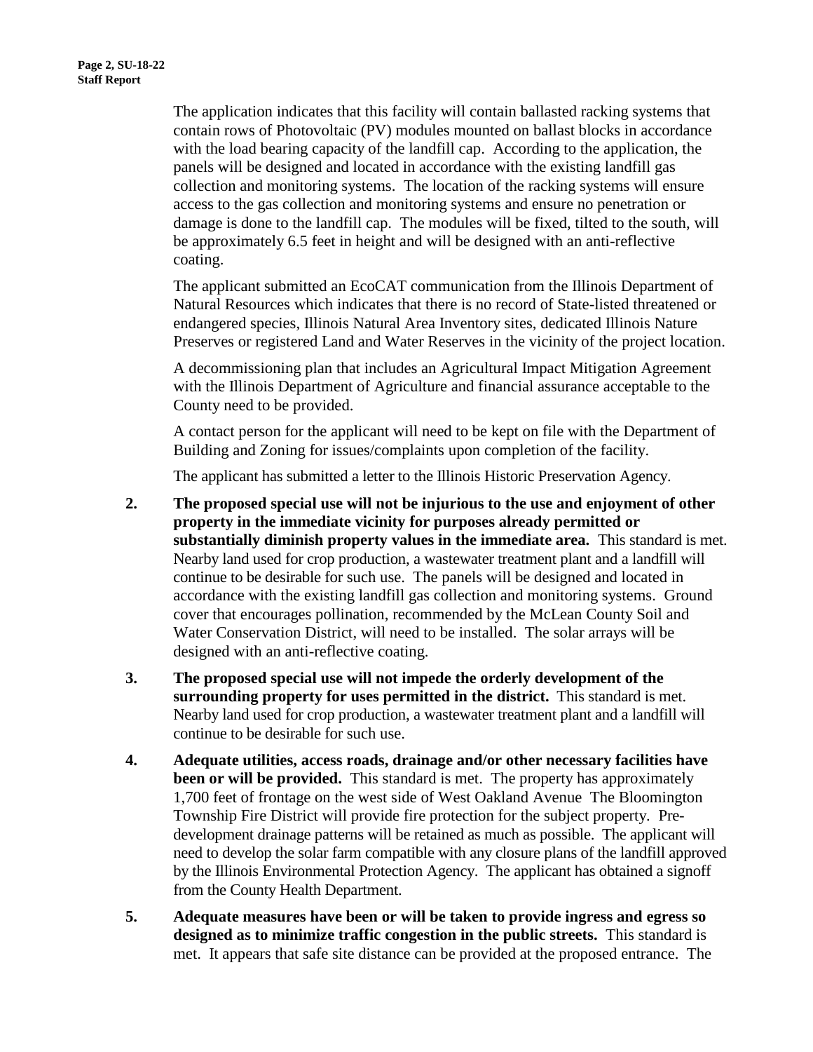The application indicates that this facility will contain ballasted racking systems that contain rows of Photovoltaic (PV) modules mounted on ballast blocks in accordance with the load bearing capacity of the landfill cap. According to the application, the panels will be designed and located in accordance with the existing landfill gas collection and monitoring systems. The location of the racking systems will ensure access to the gas collection and monitoring systems and ensure no penetration or damage is done to the landfill cap. The modules will be fixed, tilted to the south, will be approximately 6.5 feet in height and will be designed with an anti-reflective coating.

The applicant submitted an EcoCAT communication from the Illinois Department of Natural Resources which indicates that there is no record of State-listed threatened or endangered species, Illinois Natural Area Inventory sites, dedicated Illinois Nature Preserves or registered Land and Water Reserves in the vicinity of the project location.

A decommissioning plan that includes an Agricultural Impact Mitigation Agreement with the Illinois Department of Agriculture and financial assurance acceptable to the County need to be provided.

A contact person for the applicant will need to be kept on file with the Department of Building and Zoning for issues/complaints upon completion of the facility.

The applicant has submitted a letter to the Illinois Historic Preservation Agency.

2. **The proposed special use will not be injurious to the use and enjoyment of other property in the immediate vicinity for purposes already permitted or substantially diminish property values in the immediate area.** This standard is met. Nearby land used for crop production, a wastewater treatment plant and a landfill will continue to be desirable for such use. The panels will be designed and located in accordance with the existing landfill gas collection and monitoring systems. Ground cover that encourages pollination, recommended by the McLean County Soil and Water Conservation District, will need to be installed. The solar arrays will be designed with an anti-reflective coating.

3. **The proposed special use will not impede the orderly development of the surrounding property for uses permitted in the district.** This standard is met. Nearby land used for crop production, a wastewater treatment plant and a landfill will continue to be desirable for such use.

4. **Adequate utilities, access roads, drainage and/or other necessary facilities have been or will be provided.** This standard is met. The property has approximately 1,700 feet of frontage on the west side of West Oakland Avenue The Bloomington Township Fire District will provide fire protection for the subject property. Pre-development drainage patterns will be retained as much as possible. The applicant will need to develop the solar farm compatible with any closure plans of the landfill approved by the Illinois Environmental Protection Agency. The applicant has obtained a signoff from the County Health Department.

5. **Adequate measures have been or will be taken to provide ingress and egress so designed as to minimize traffic congestion in the public streets.** This standard is met. It appears that safe site distance can be provided at the proposed entrance. The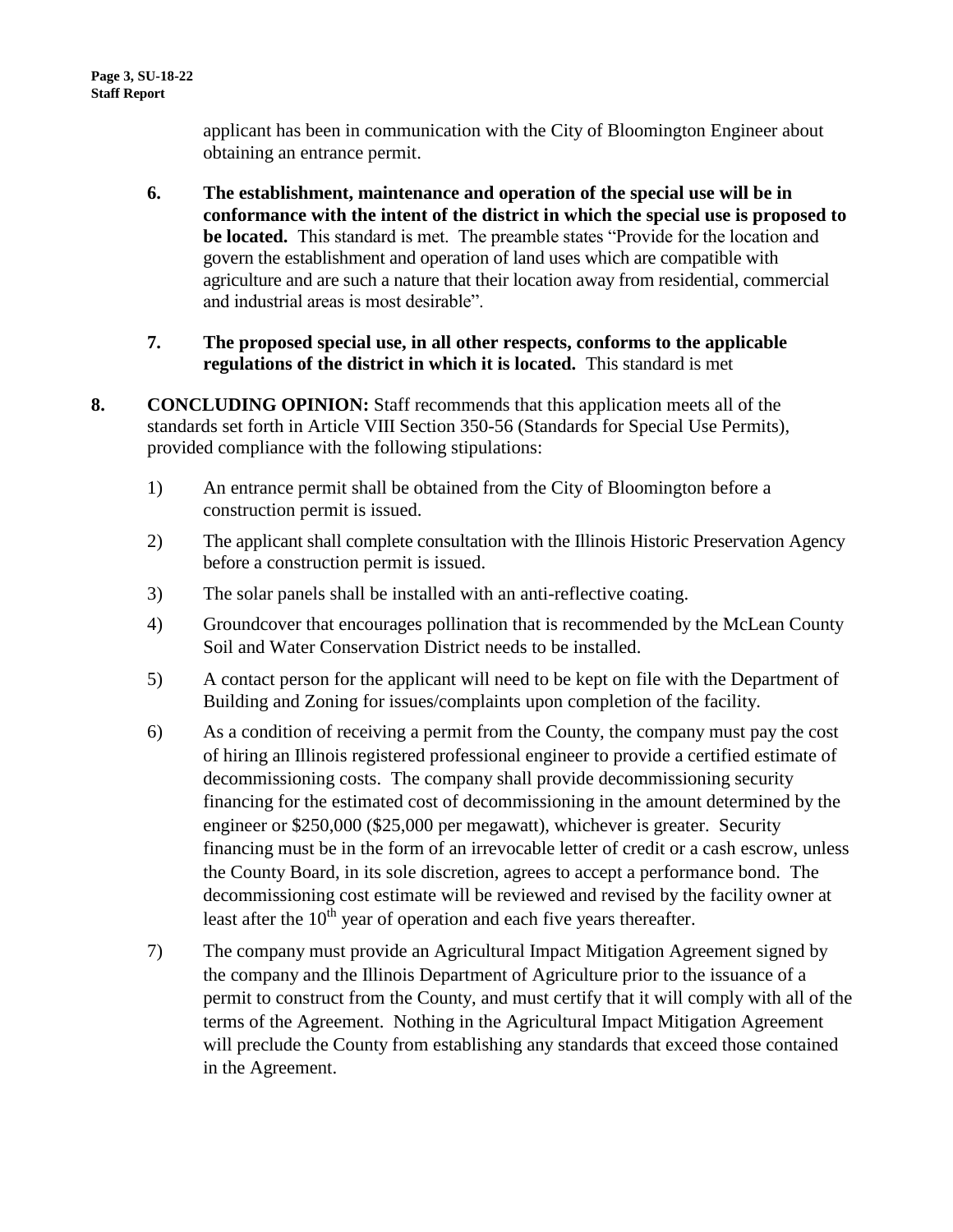applicant has been in communication with the City of Bloomington Engineer about obtaining an entrance permit.

6. **The establishment, maintenance and operation of the special use will be in conformance with the intent of the district in which the special use is proposed to be located.** This standard is met. The preamble states "Provide for the location and govern the establishment and operation of land uses which are compatible with agriculture and are such a nature that their location away from residential, commercial and industrial areas is most desirable".

7. **The proposed special use, in all other respects, conforms to the applicable regulations of the district in which it is located.** This standard is met

**8. CONCLUDING OPINION:** Staff recommends that this application meets all of the standards set forth in Article VIII Section 350-56 (Standards for Special Use Permits), provided compliance with the following stipulations:

1) An entrance permit shall be obtained from the City of Bloomington before a construction permit is issued.

2) The applicant shall complete consultation with the Illinois Historic Preservation Agency before a construction permit is issued.

3) The solar panels shall be installed with an anti-reflective coating.

4) Groundcover that encourages pollination that is recommended by the McLean County Soil and Water Conservation District needs to be installed.

5) A contact person for the applicant will need to be kept on file with the Department of Building and Zoning for issues/complaints upon completion of the facility.

6) As a condition of receiving a permit from the County, the company must pay the cost of hiring an Illinois registered professional engineer to provide a certified estimate of decommissioning costs. The company shall provide decommissioning security financing for the estimated cost of decommissioning in the amount determined by the engineer or $250,000 ($25,000 per megawatt), whichever is greater. Security financing must be in the form of an irrevocable letter of credit or a cash escrow, unless the County Board, in its sole discretion, agrees to accept a performance bond. The decommissioning cost estimate will be reviewed and revised by the facility owner at least after the 10th year of operation and each five years thereafter.

7) The company must provide an Agricultural Impact Mitigation Agreement signed by the company and the Illinois Department of Agriculture prior to the issuance of a permit to construct from the County, and must certify that it will comply with all of the terms of the Agreement. Nothing in the Agricultural Impact Mitigation Agreement will preclude the County from establishing any standards that exceed those contained in the Agreement.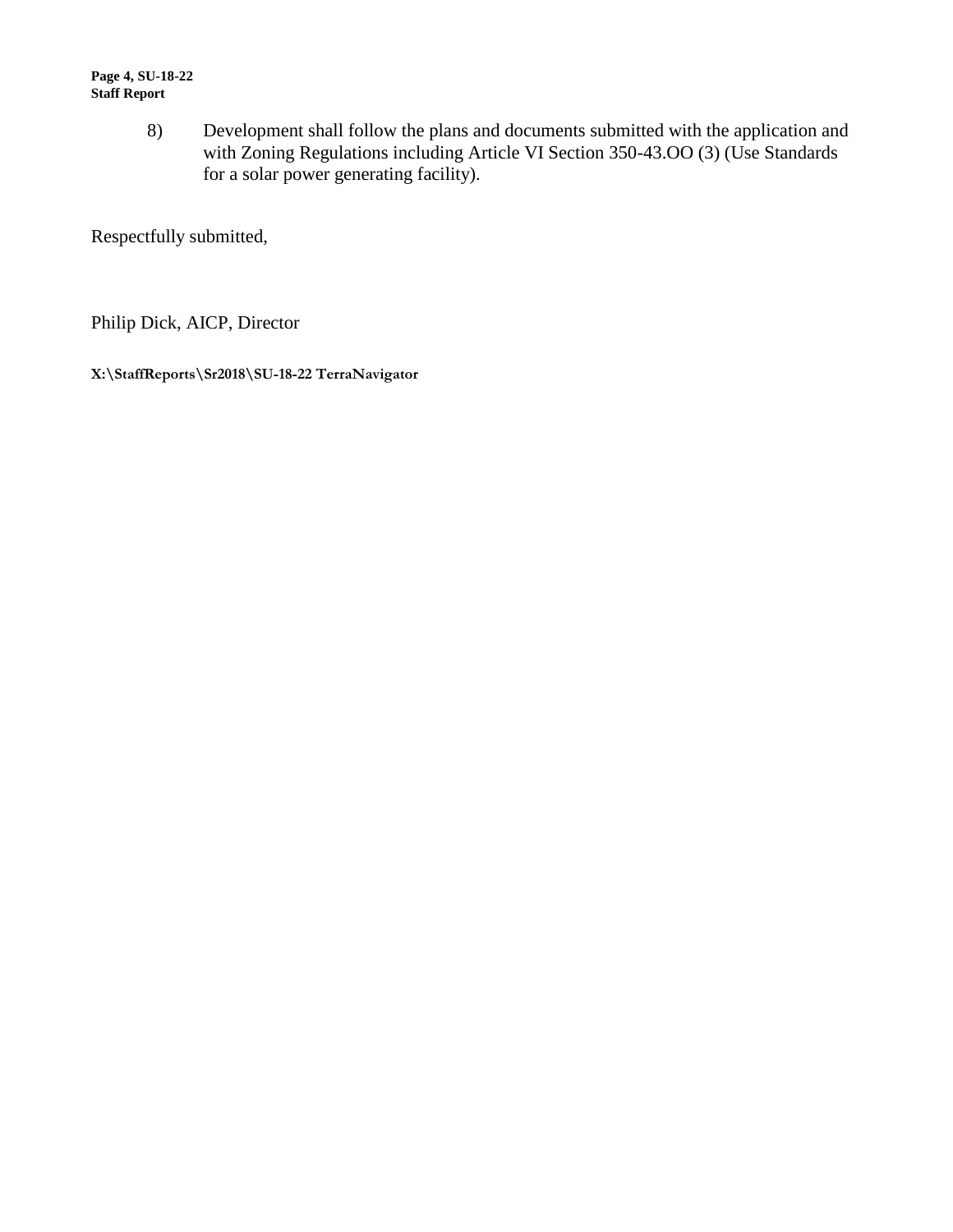8) Development shall follow the plans and documents submitted with the application and with Zoning Regulations including Article VI Section 350-43.OO (3) (Use Standards for a solar power generating facility).

Respectfully submitted,

Philip Dick, AICP, Director

**X:\StaffReports\Sr2018\SU-18-22 TerraNavigator**